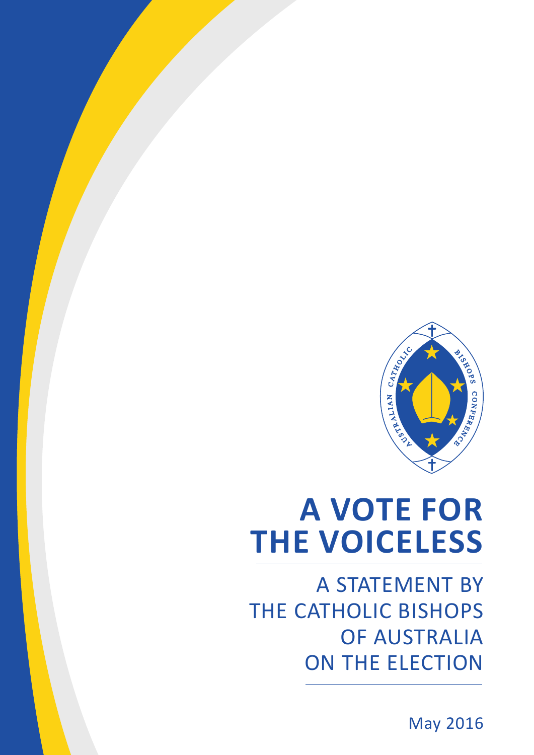# A VOTE FOR THE VOICELESS

## A STATEMENT BY THE CATHOLIC BISHOPS OF AUSTRALIA ON THE ELECTION

May 2016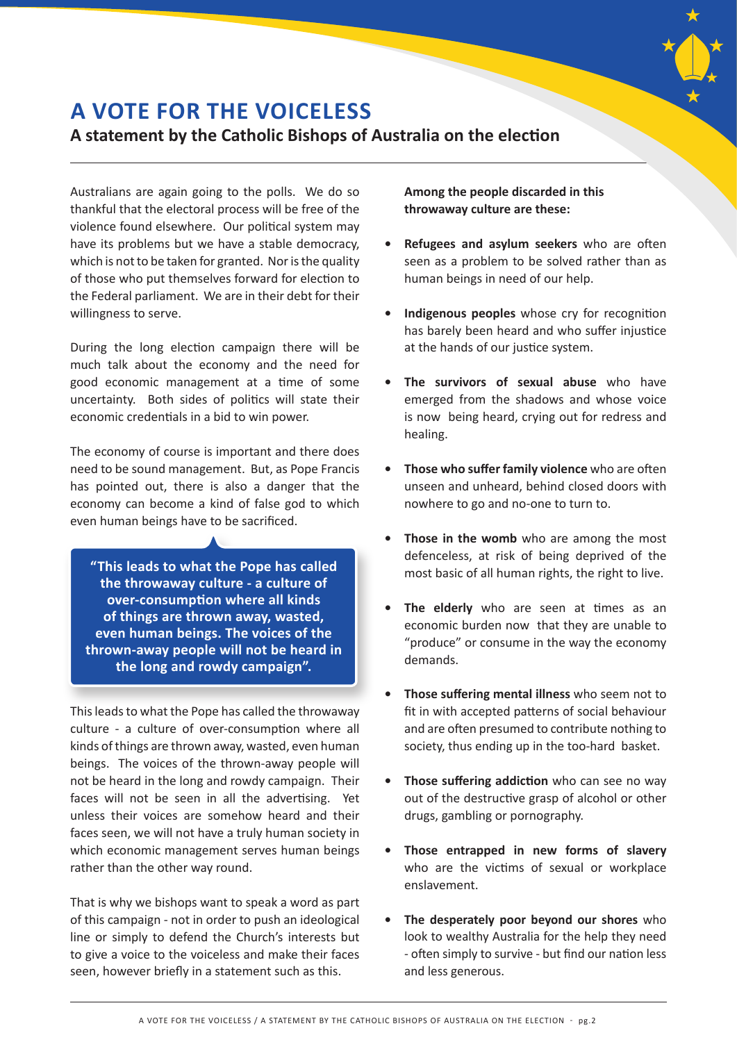# A VOTE FOR THE VOICELESS

## A statement by the Catholic Bishops of Australia on the election

Australians are again going to the polls. We do so thankful that the electoral process will be free of the violence found elsewhere. Our political system may have its problems but we have a stable democracy, which is not to be taken for granted. Nor is the quality of those who put themselves forward for election to the Federal parliament. We are in their debt for their willingness to serve.

During the long election campaign there will be much talk about the economy and the need for good economic management at a time of some uncertainty. Both sides of politics will state their economic credentials in a bid to win power.

The economy of course is important and there does need to be sound management. But, as Pope Francis has pointed out, there is also a danger that the economy can become a kind of false god to which even human beings have to be sacrificed.

> **"This leads to what the Pope has called the throwaway culture - a culture of over-consumption where all kinds of things are thrown away, wasted, even human beings. The voices of the thrown-away people will not be heard in the long and rowdy campaign".**

This leads to what the Pope has called the throwaway culture - a culture of over-consumption where all kinds of things are thrown away, wasted, even human beings. The voices of the thrown-away people will not be heard in the long and rowdy campaign. Their faces will not be seen in all the advertising. Yet unless their voices are somehow heard and their faces seen, we will not have a truly human society in which economic management serves human beings rather than the other way round.

That is why we bishops want to speak a word as part of this campaign - not in order to push an ideological line or simply to defend the Church's interests but to give a voice to the voiceless and make their faces seen, however briefly in a statement such as this.

**Among the people discarded in this throwaway culture are these:**

- **Refugees and asylum seekers** who are often seen as a problem to be solved rather than as human beings in need of our help.
- **Indigenous peoples** whose cry for recognition has barely been heard and who suffer injustice at the hands of our justice system.
- **The survivors of sexual abuse** who have emerged from the shadows and whose voice is now being heard, crying out for redress and healing.
- **Those who suffer family violence** who are often unseen and unheard, behind closed doors with nowhere to go and no-one to turn to.
- **Those in the womb** who are among the most defenceless, at risk of being deprived of the most basic of all human rights, the right to live.
- **The elderly** who are seen at times as an economic burden now that they are unable to "produce" or consume in the way the economy demands.
- **Those suffering mental illness** who seem not to fit in with accepted patterns of social behaviour and are often presumed to contribute nothing to society, thus ending up in the too-hard basket.
- **Those suffering addiction** who can see no way out of the destructive grasp of alcohol or other drugs, gambling or pornography.
- **Those entrapped in new forms of slavery** who are the victims of sexual or workplace enslavement.
- **The desperately poor beyond our shores** who look to wealthy Australia for the help they need - often simply to survive - but find our nation less and less generous.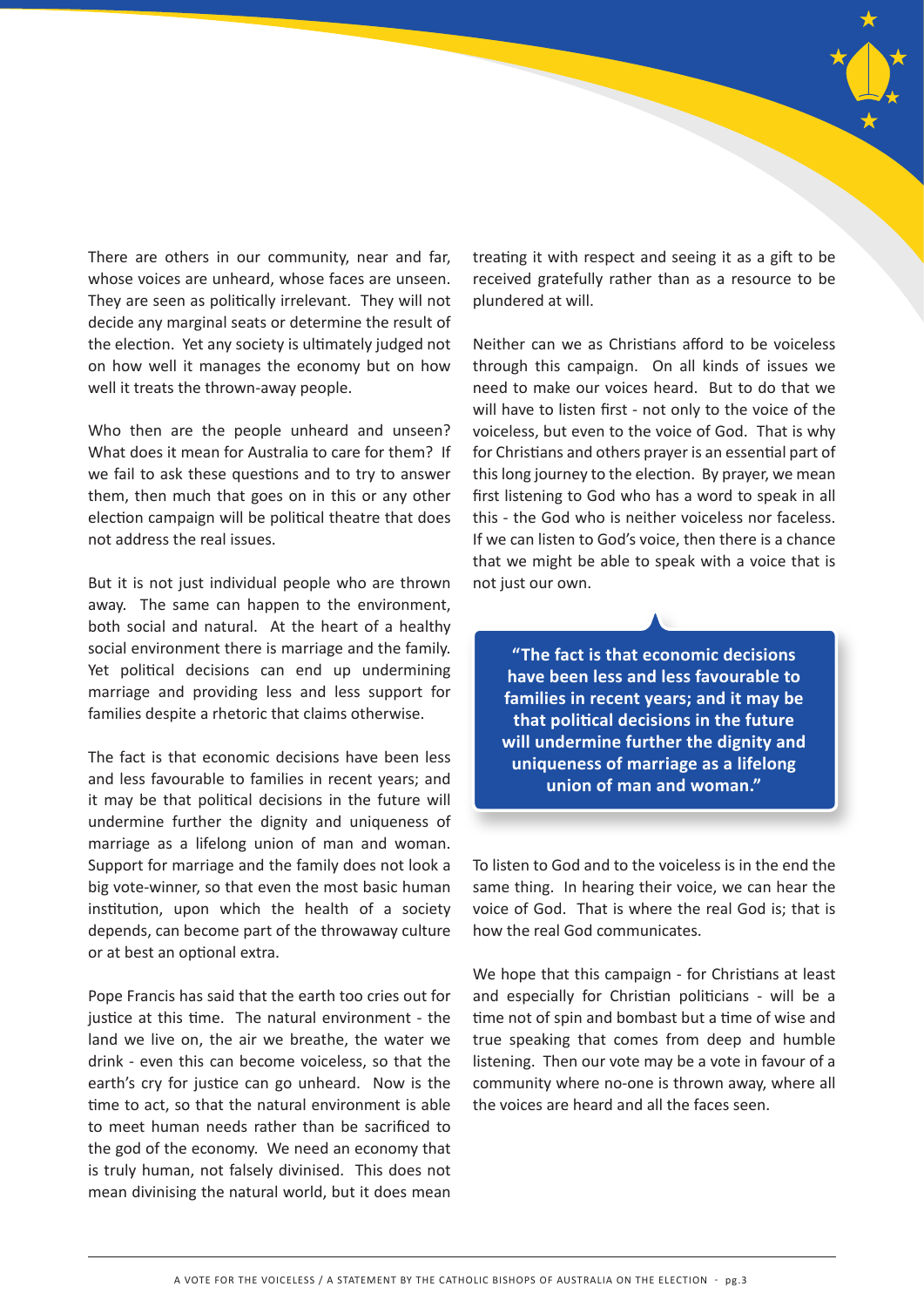There are others in our community, near and far, whose voices are unheard, whose faces are unseen. They are seen as politically irrelevant. They will not decide any marginal seats or determine the result of the election. Yet any society is ultimately judged not on how well it manages the economy but on how well it treats the thrown-away people.

Who then are the people unheard and unseen? What does it mean for Australia to care for them? If we fail to ask these questions and to try to answer them, then much that goes on in this or any other election campaign will be political theatre that does not address the real issues.

But it is not just individual people who are thrown away. The same can happen to the environment, both social and natural. At the heart of a healthy social environment there is marriage and the family. Yet political decisions can end up undermining marriage and providing less and less support for families despite a rhetoric that claims otherwise.

The fact is that economic decisions have been less and less favourable to families in recent years; and it may be that political decisions in the future will undermine further the dignity and uniqueness of marriage as a lifelong union of man and woman. Support for marriage and the family does not look a big vote-winner, so that even the most basic human institution, upon which the health of a society depends, can become part of the throwaway culture or at best an optional extra.

Pope Francis has said that the earth too cries out for justice at this time. The natural environment - the land we live on, the air we breathe, the water we drink - even this can become voiceless, so that the earth's cry for justice can go unheard. Now is the time to act, so that the natural environment is able to meet human needs rather than be sacrificed to the god of the economy. We need an economy that is truly human, not falsely divinised. This does not mean divinising the natural world, but it does mean treating it with respect and seeing it as a gift to be received gratefully rather than as a resource to be plundered at will.

Neither can we as Christians afford to be voiceless through this campaign. On all kinds of issues we need to make our voices heard. But to do that we will have to listen first - not only to the voice of the voiceless, but even to the voice of God. That is why for Christians and others prayer is an essential part of this long journey to the election. By prayer, we mean first listening to God who has a word to speak in all this - the God who is neither voiceless nor faceless. If we can listen to God's voice, then there is a chance that we might be able to speak with a voice that is not just our own.

> **"The fact is that economic decisions have been less and less favourable to families in recent years; and it may be that political decisions in the future will undermine further the dignity and uniqueness of marriage as a lifelong union of man and woman."**

To listen to God and to the voiceless is in the end the same thing. In hearing their voice, we can hear the voice of God. That is where the real God is; that is how the real God communicates.

We hope that this campaign - for Christians at least and especially for Christian politicians - will be a time not of spin and bombast but a time of wise and true speaking that comes from deep and humble listening. Then our vote may be a vote in favour of a community where no-one is thrown away, where all the voices are heard and all the faces seen.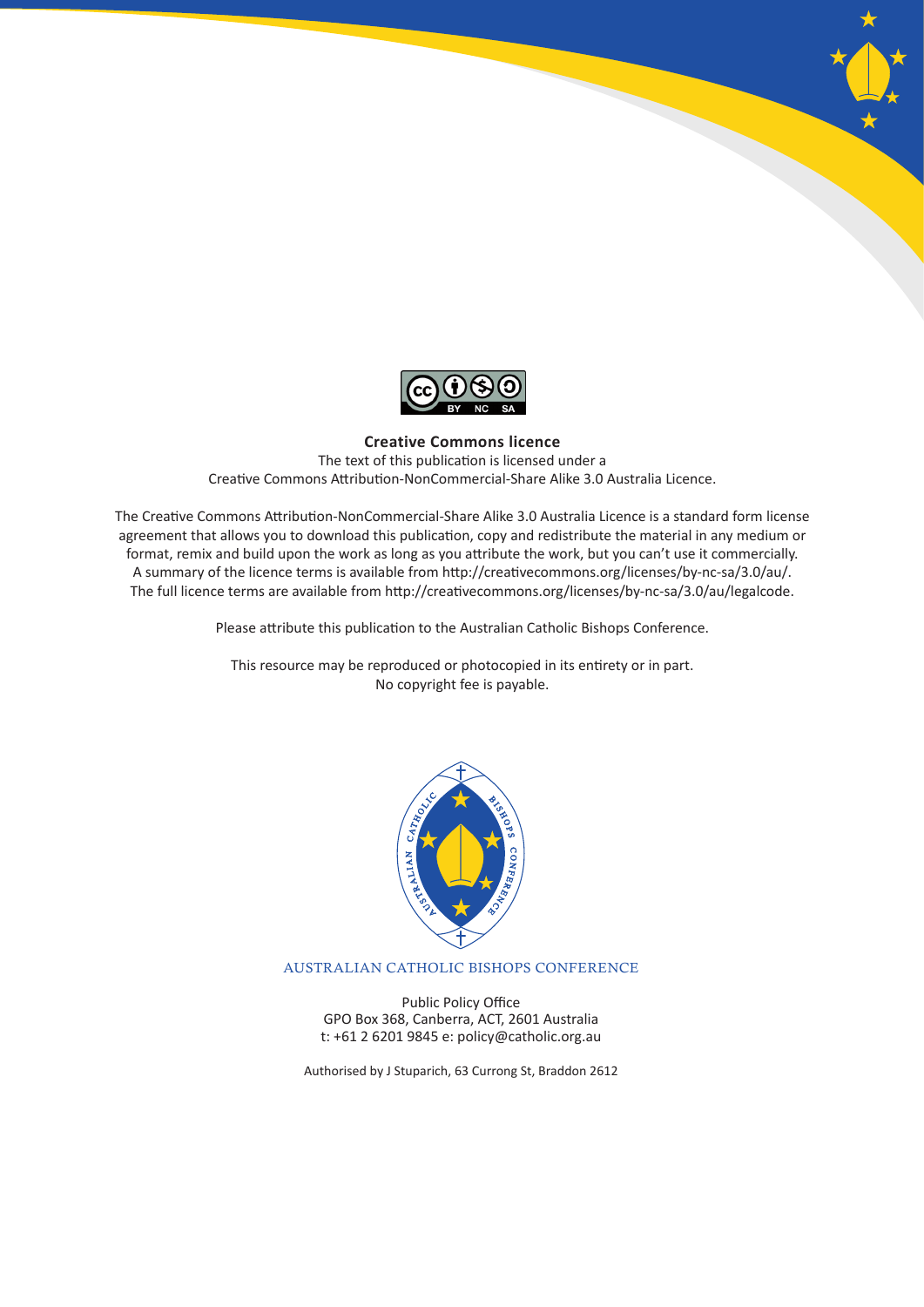**Creative Commons licence**

The text of this publication is licensed under a
Creative Commons Attribution-NonCommercial-Share Alike 3.0 Australia Licence.

The Creative Commons Attribution-NonCommercial-Share Alike 3.0 Australia Licence is a standard form license agreement that allows you to download this publication, copy and redistribute the material in any medium or format, remix and build upon the work as long as you attribute the work, but you can't use it commercially. A summary of the licence terms is available from http://creativecommons.org/licenses/by-nc-sa/3.0/au/. The full licence terms are available from http://creativecommons.org/licenses/by-nc-sa/3.0/au/legalcode.

Please attribute this publication to the Australian Catholic Bishops Conference.

This resource may be reproduced or photocopied in its entirety or in part.
No copyright fee is payable.

AUSTRALIAN CATHOLIC BISHOPS CONFERENCE

Public Policy Office
GPO Box 368, Canberra, ACT, 2601 Australia
t: +61 2 6201 9845 e: policy@catholic.org.au

Authorised by J Stuparich, 63 Currong St, Braddon 2612